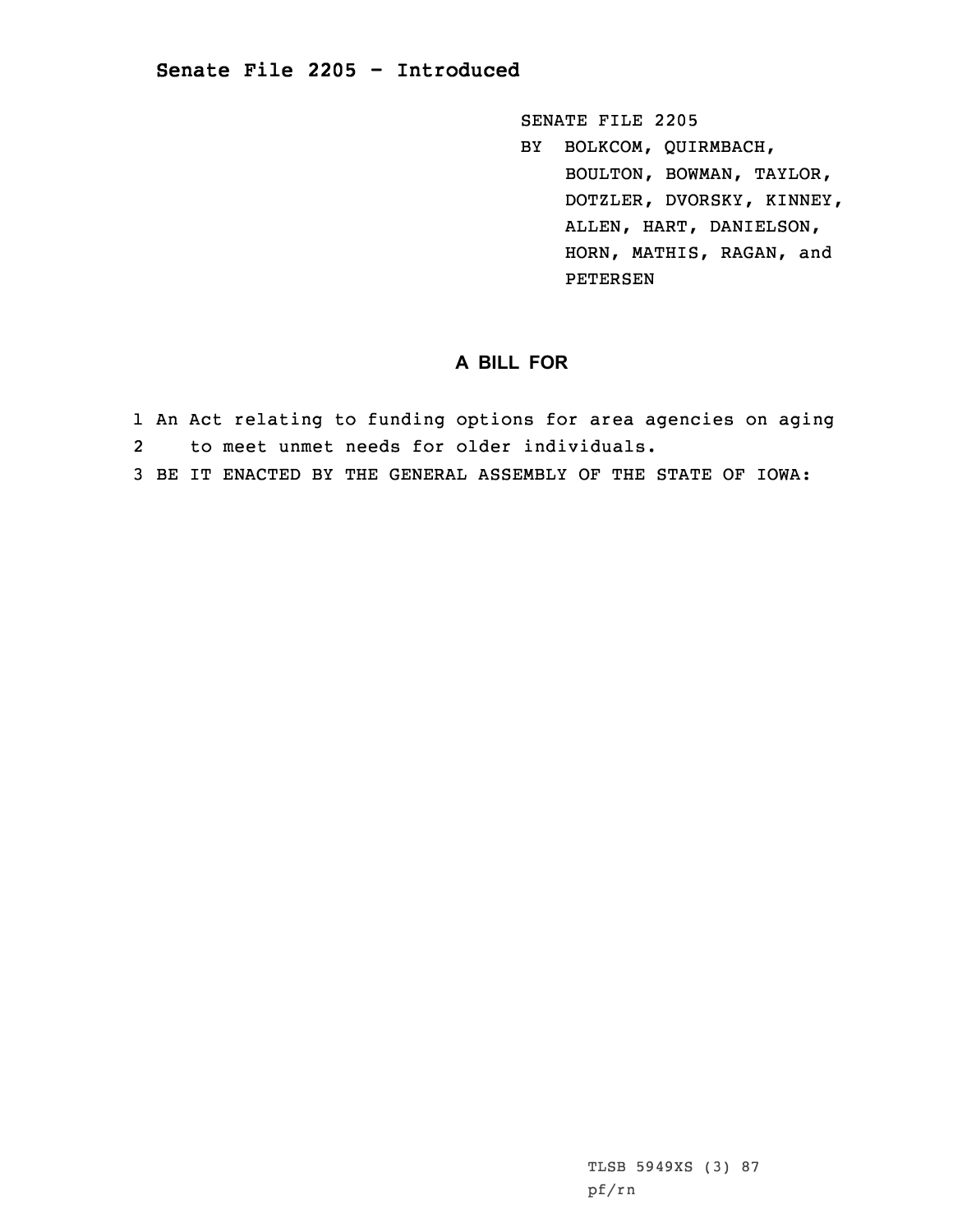## Senate File 2205 - Introduced

SENATE FILE 2205
BY BOLKCOM, QUIRMBACH, BOULTON, BOWMAN, TAYLOR, DOTZLER, DVORSKY, KINNEY, ALLEN, HART, DANIELSON, HORN, MATHIS, RAGAN, and PETERSEN

### A BILL FOR

1 An Act relating to funding options for area agencies on aging
2 to meet unmet needs for older individuals.
3 BE IT ENACTED BY THE GENERAL ASSEMBLY OF THE STATE OF IOWA:

TLSB 5949XS (3) 87
pf/rn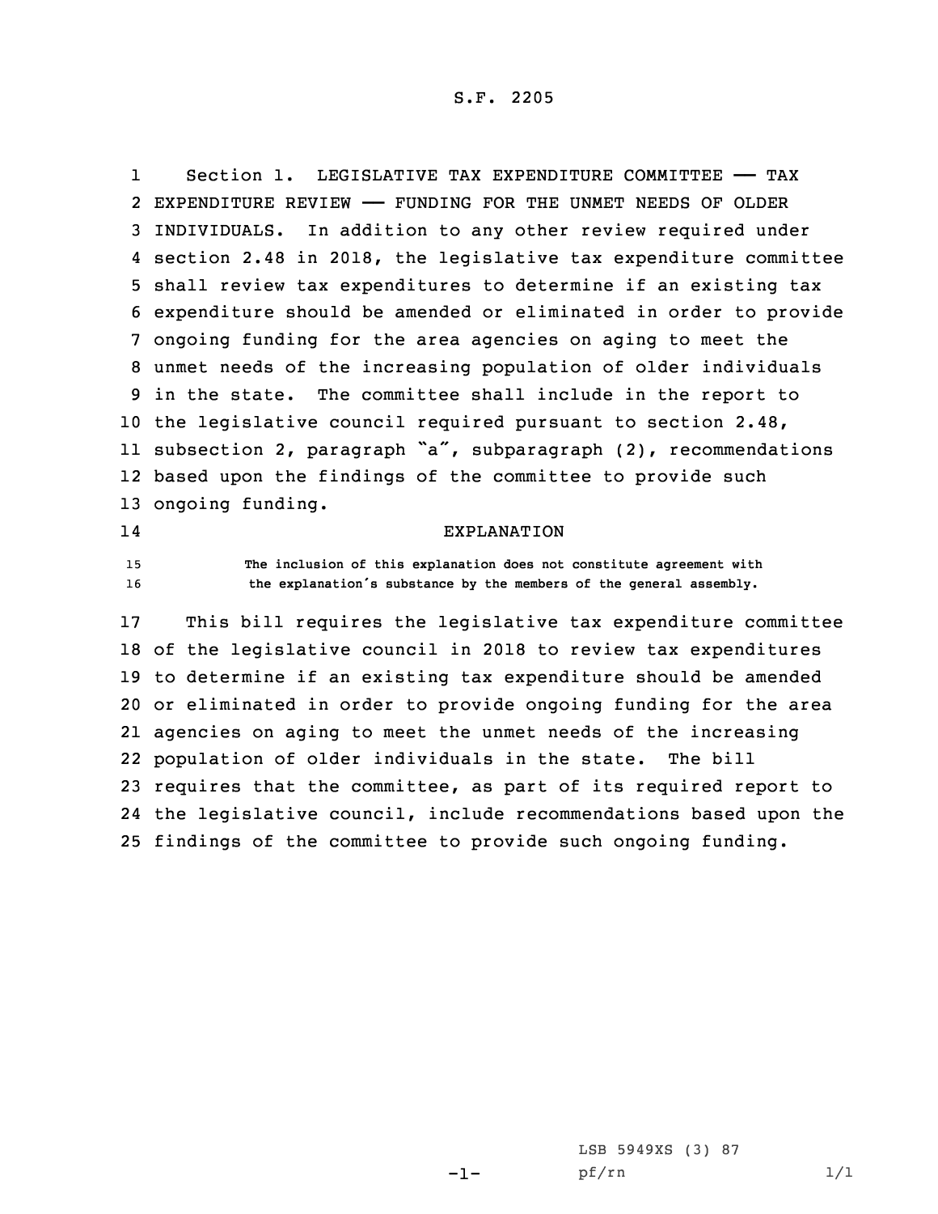Section 1. LEGISLATIVE TAX EXPENDITURE COMMITTEE —— TAX EXPENDITURE REVIEW —— FUNDING FOR THE UNMET NEEDS OF OLDER INDIVIDUALS. In addition to any other review required under section 2.48 in 2018, the legislative tax expenditure committee shall review tax expenditures to determine if an existing tax expenditure should be amended or eliminated in order to provide ongoing funding for the area agencies on aging to meet the unmet needs of the increasing population of older individuals in the state. The committee shall include in the report to the legislative council required pursuant to section 2.48, subsection 2, paragraph "a", subparagraph (2), recommendations based upon the findings of the committee to provide such ongoing funding.

## EXPLANATION

The inclusion of this explanation does not constitute agreement with the explanation's substance by the members of the general assembly.

This bill requires the legislative tax expenditure committee of the legislative council in 2018 to review tax expenditures to determine if an existing tax expenditure should be amended or eliminated in order to provide ongoing funding for the area agencies on aging to meet the unmet needs of the increasing population of older individuals in the state. The bill requires that the committee, as part of its required report to the legislative council, include recommendations based upon the findings of the committee to provide such ongoing funding.

LSB 5949XS (3) 87
pf/rn